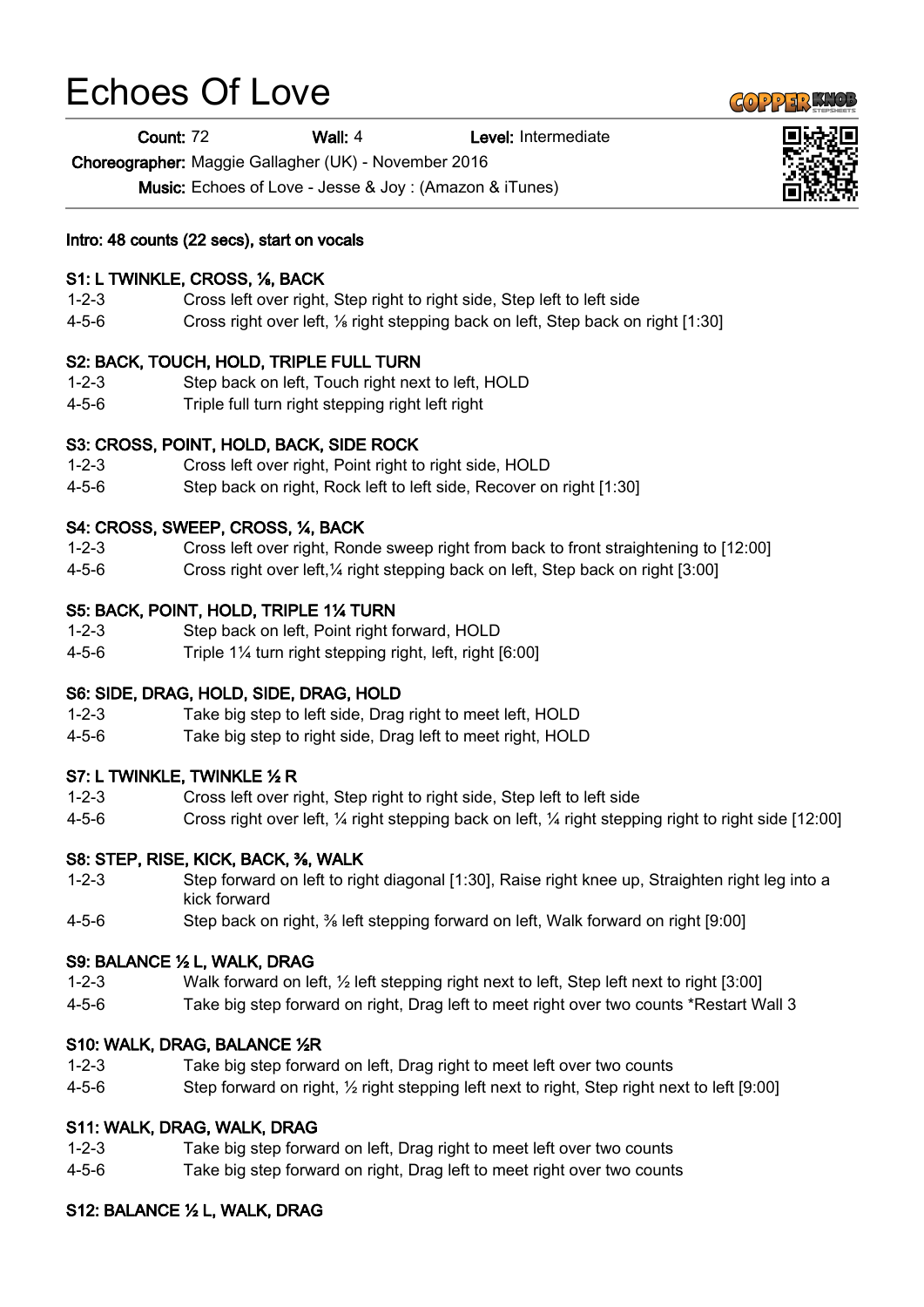# Echoes Of Love

**Count:** 72 **Wall:** 4 **Level:** Intermediate

**Choreographer:** Maggie Gallagher (UK) - November 2016

**Music:** Echoes of Love - Jesse & Joy : (Amazon & iTunes)

**Intro: 48 counts (22 secs), start on vocals**

**S1: L TWINKLE, CROSS, ⅛, BACK**

1-2-3 Cross left over right, Step right to right side, Step left to left side
4-5-6 Cross right over left, ⅛ right stepping back on left, Step back on right [1:30]

**S2: BACK, TOUCH, HOLD, TRIPLE FULL TURN**

1-2-3 Step back on left, Touch right next to left, HOLD
4-5-6 Triple full turn right stepping right left right

**S3: CROSS, POINT, HOLD, BACK, SIDE ROCK**

1-2-3 Cross left over right, Point right to right side, HOLD
4-5-6 Step back on right, Rock left to left side, Recover on right [1:30]

**S4: CROSS, SWEEP, CROSS, ¼, BACK**

1-2-3 Cross left over right, Ronde sweep right from back to front straightening to [12:00]
4-5-6 Cross right over left,¼ right stepping back on left, Step back on right [3:00]

**S5: BACK, POINT, HOLD, TRIPLE 1¼ TURN**

1-2-3 Step back on left, Point right forward, HOLD
4-5-6 Triple 1¼ turn right stepping right, left, right [6:00]

**S6: SIDE, DRAG, HOLD, SIDE, DRAG, HOLD**

1-2-3 Take big step to left side, Drag right to meet left, HOLD
4-5-6 Take big step to right side, Drag left to meet right, HOLD

**S7: L TWINKLE, TWINKLE ½ R**

1-2-3 Cross left over right, Step right to right side, Step left to left side
4-5-6 Cross right over left, ¼ right stepping back on left, ¼ right stepping right to right side [12:00]

**S8: STEP, RISE, KICK, BACK, ⅜, WALK**

1-2-3 Step forward on left to right diagonal [1:30], Raise right knee up, Straighten right leg into a kick forward
4-5-6 Step back on right, ⅜ left stepping forward on left, Walk forward on right [9:00]

**S9: BALANCE ½ L, WALK, DRAG**

1-2-3 Walk forward on left, ½ left stepping right next to left, Step left next to right [3:00]
4-5-6 Take big step forward on right, Drag left to meet right over two counts *Restart Wall 3

**S10: WALK, DRAG, BALANCE ½R**

1-2-3 Take big step forward on left, Drag right to meet left over two counts
4-5-6 Step forward on right, ½ right stepping left next to right, Step right next to left [9:00]

**S11: WALK, DRAG, WALK, DRAG**

1-2-3 Take big step forward on left, Drag right to meet left over two counts
4-5-6 Take big step forward on right, Drag left to meet right over two counts

**S12: BALANCE ½ L, WALK, DRAG**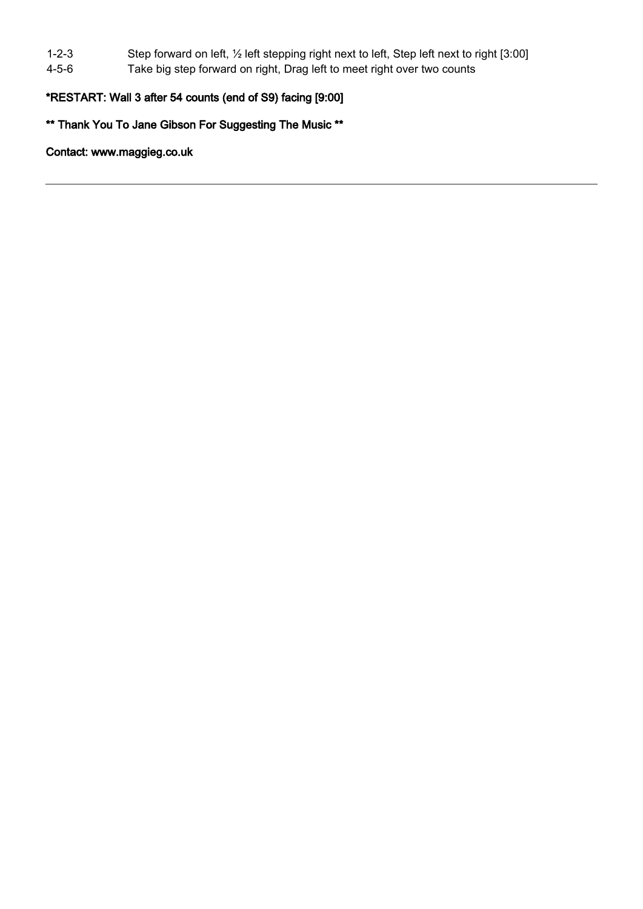| | |
|---|---|
| 1-2-3 | Step forward on left, ½ left stepping right next to left, Step left next to right [3:00] |
| 4-5-6 | Take big step forward on right, Drag left to meet right over two counts |

**\*RESTART: Wall 3 after 54 counts (end of S9) facing [9:00]**

**\*\* Thank You To Jane Gibson For Suggesting The Music \*\***

**Contact: www.maggieg.co.uk**

---